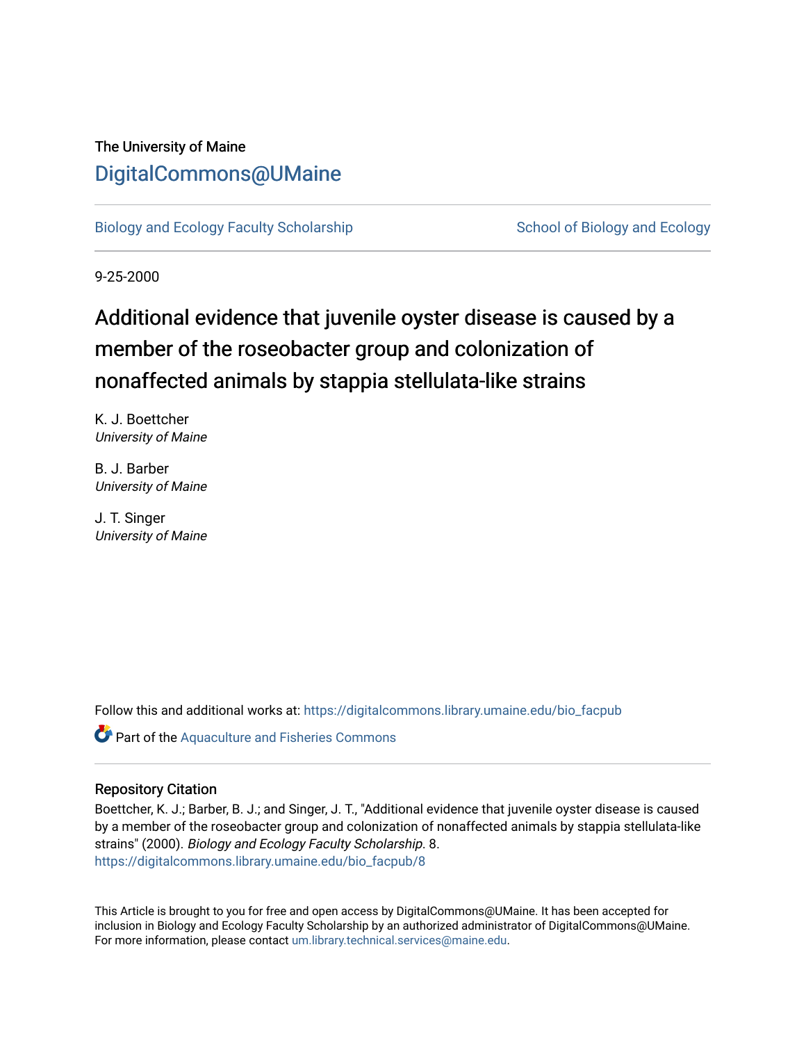The University of Maine

## DigitalCommons@UMaine

Biology and Ecology Faculty Scholarship | School of Biology and Ecology

9-25-2000

# Additional evidence that juvenile oyster disease is caused by a member of the roseobacter group and colonization of nonaffected animals by stappia stellulata-like strains

K. J. Boettcher
*University of Maine*

B. J. Barber
*University of Maine*

J. T. Singer
*University of Maine*

Follow this and additional works at: https://digitalcommons.library.umaine.edu/bio_facpub

Part of the Aquaculture and Fisheries Commons

### Repository Citation

Boettcher, K. J.; Barber, B. J.; and Singer, J. T., "Additional evidence that juvenile oyster disease is caused by a member of the roseobacter group and colonization of nonaffected animals by stappia stellulata-like strains" (2000). *Biology and Ecology Faculty Scholarship*. 8.
https://digitalcommons.library.umaine.edu/bio_facpub/8

This Article is brought to you for free and open access by DigitalCommons@UMaine. It has been accepted for inclusion in Biology and Ecology Faculty Scholarship by an authorized administrator of DigitalCommons@UMaine. For more information, please contact um.library.technical.services@maine.edu.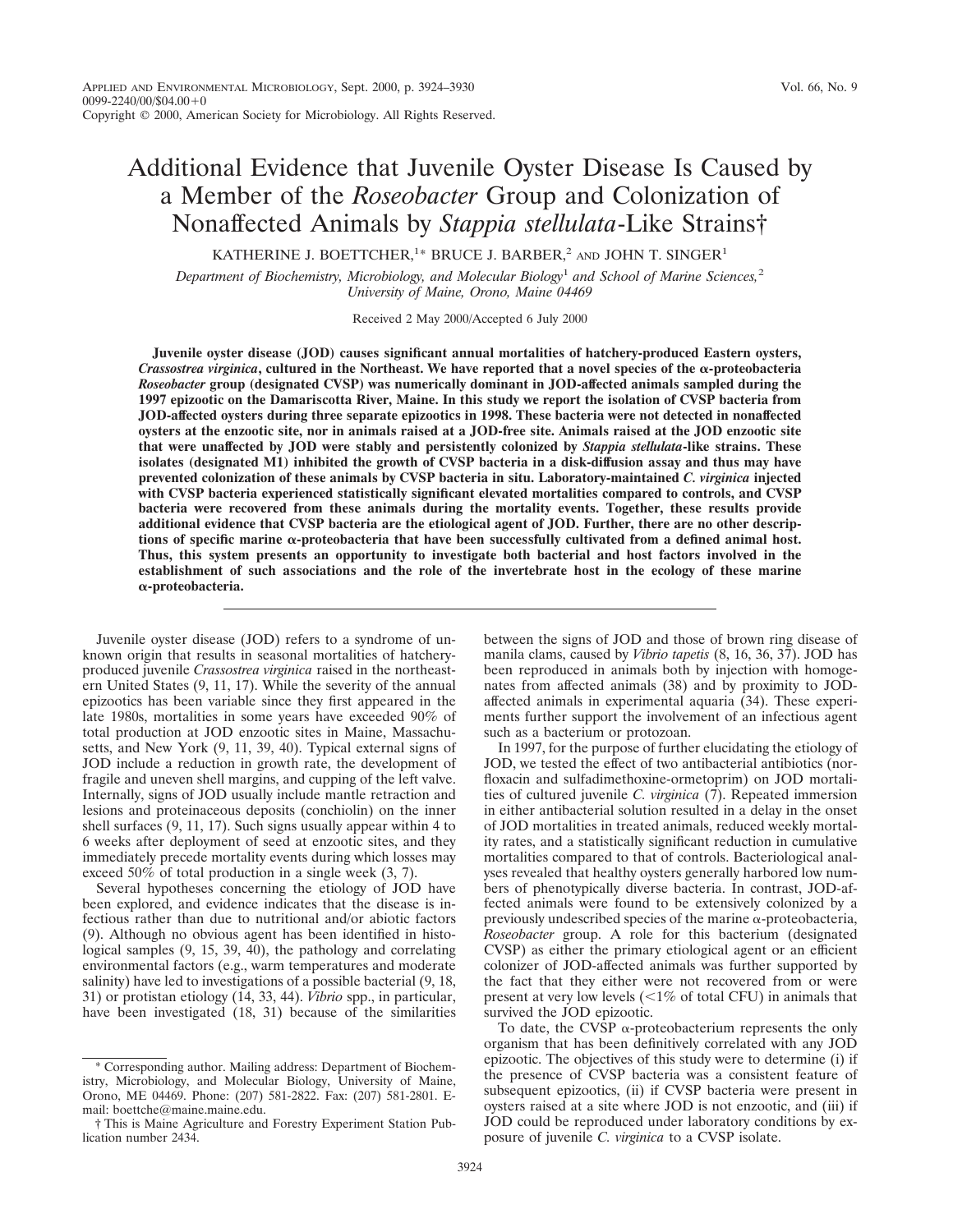# Additional Evidence that Juvenile Oyster Disease Is Caused by a Member of the *Roseobacter* Group and Colonization of Nonaffected Animals by *Stappia stellulata*-Like Strains†

KATHERINE J. BOETTCHER,[1]* BRUCE J. BARBER,[2] AND JOHN T. SINGER[1]

*Department of Biochemistry, Microbiology, and Molecular Biology[1] and School of Marine Sciences,[2] University of Maine, Orono, Maine 04469*

Received 2 May 2000/Accepted 6 July 2000

**Juvenile oyster disease (JOD) causes significant annual mortalities of hatchery-produced Eastern oysters, *Crassostrea virginica*, cultured in the Northeast. We have reported that a novel species of the α-proteobacteria *Roseobacter* group (designated CVSP) was numerically dominant in JOD-affected animals sampled during the 1997 epizootic on the Damariscotta River, Maine. In this study we report the isolation of CVSP bacteria from JOD-affected oysters during three separate epizootics in 1998. These bacteria were not detected in nonaffected oysters at the enzootic site, nor in animals raised at a JOD-free site. Animals raised at the JOD enzootic site that were unaffected by JOD were stably and persistently colonized by *Stappia stellulata*-like strains. These isolates (designated M1) inhibited the growth of CVSP bacteria in a disk-diffusion assay and thus may have prevented colonization of these animals by CVSP bacteria in situ. Laboratory-maintained *C. virginica* injected with CVSP bacteria experienced statistically significant elevated mortalities compared to controls, and CVSP bacteria were recovered from these animals during the mortality events. Together, these results provide additional evidence that CVSP bacteria are the etiological agent of JOD. Further, there are no other descriptions of specific marine α-proteobacteria that have been successfully cultivated from a defined animal host. Thus, this system presents an opportunity to investigate both bacterial and host factors involved in the establishment of such associations and the role of the invertebrate host in the ecology of these marine α-proteobacteria.**

Juvenile oyster disease (JOD) refers to a syndrome of unknown origin that results in seasonal mortalities of hatchery-produced juvenile *Crassostrea virginica* raised in the northeastern United States (9, 11, 17). While the severity of the annual epizootics has been variable since they first appeared in the late 1980s, mortalities in some years have exceeded 90% of total production at JOD enzootic sites in Maine, Massachusetts, and New York (9, 11, 39, 40). Typical external signs of JOD include a reduction in growth rate, the development of fragile and uneven shell margins, and cupping of the left valve. Internally, signs of JOD usually include mantle retraction and lesions and proteinaceous deposits (conchiolin) on the inner shell surfaces (9, 11, 17). Such signs usually appear within 4 to 6 weeks after deployment of seed at enzootic sites, and they immediately precede mortality events during which losses may exceed 50% of total production in a single week (3, 7).

Several hypotheses concerning the etiology of JOD have been explored, and evidence indicates that the disease is infectious rather than due to nutritional and/or abiotic factors (9). Although no obvious agent has been identified in histological samples (9, 15, 39, 40), the pathology and correlating environmental factors (e.g., warm temperatures and moderate salinity) have led to investigations of a possible bacterial (9, 18, 31) or protistan etiology (14, 33, 44). *Vibrio* spp., in particular, have been investigated (18, 31) because of the similarities between the signs of JOD and those of brown ring disease of manila clams, caused by *Vibrio tapetis* (8, 16, 36, 37). JOD has been reproduced in animals both by injection with homogenates from affected animals (38) and by proximity to JOD-affected animals in experimental aquaria (34). These experiments further support the involvement of an infectious agent such as a bacterium or protozoan.

In 1997, for the purpose of further elucidating the etiology of JOD, we tested the effect of two antibacterial antibiotics (norfloxacin and sulfadimethoxine-ormetoprim) on JOD mortalities of cultured juvenile *C. virginica* (7). Repeated immersion in either antibacterial solution resulted in a delay in the onset of JOD mortalities in treated animals, reduced weekly mortality rates, and a statistically significant reduction in cumulative mortalities compared to that of controls. Bacteriological analyses revealed that healthy oysters generally harbored low numbers of phenotypically diverse bacteria. In contrast, JOD-affected animals were found to be extensively colonized by a previously undescribed species of the marine α-proteobacteria, *Roseobacter* group. A role for this bacterium (designated CVSP) as either the primary etiological agent or an efficient colonizer of JOD-affected animals was further supported by the fact that they either were not recovered from or were present at very low levels (<1% of total CFU) in animals that survived the JOD epizootic.

To date, the CVSP α-proteobacterium represents the only organism that has been definitively correlated with any JOD epizootic. The objectives of this study were to determine (i) if the presence of CVSP bacteria was a consistent feature of subsequent epizootics, (ii) if CVSP bacteria were present in oysters raised at a site where JOD is not enzootic, and (iii) if JOD could be reproduced under laboratory conditions by exposure of juvenile *C. virginica* to a CVSP isolate.

---

* Corresponding author. Mailing address: Department of Biochemistry, Microbiology, and Molecular Biology, University of Maine, Orono, ME 04469. Phone: (207) 581-2822. Fax: (207) 581-2801. E-mail: boettche@maine.maine.edu.

† This is Maine Agriculture and Forestry Experiment Station Publication number 2434.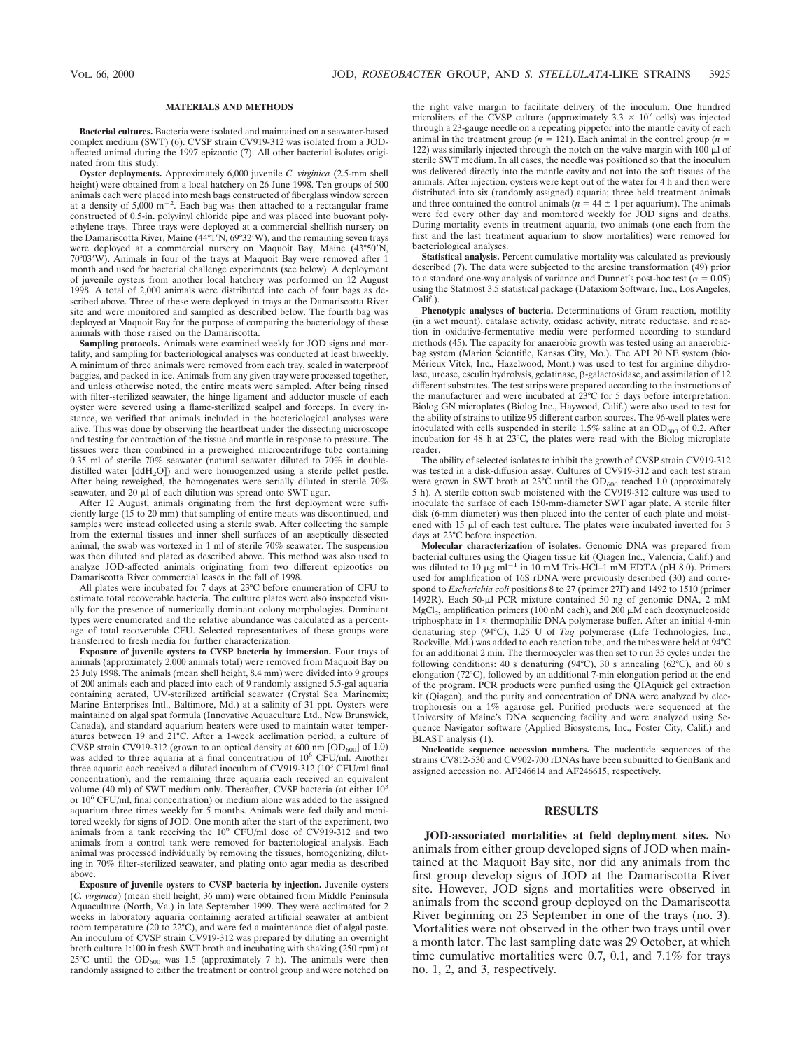## MATERIALS AND METHODS

**Bacterial cultures.** Bacteria were isolated and maintained on a seawater-based complex medium (SWT) (6). CVSP strain CV919-312 was isolated from a JOD-affected animal during the 1997 epizootic (7). All other bacterial isolates originated from this study.

**Oyster deployments.** Approximately 6,000 juvenile *C. virginica* (2.5-mm shell height) were obtained from a local hatchery on 26 June 1998. Ten groups of 500 animals each were placed into mesh bags constructed of fiberglass window screen at a density of 5,000 $m^{-2}$. Each bag was then attached to a rectangular frame constructed of 0.5-in. polyvinyl chloride pipe and was placed into buoyant polyethylene trays. Three trays were deployed at a commercial shellfish nursery on the Damariscotta River, Maine (44°1′N, 69°32′W), and the remaining seven trays were deployed at a commercial nursery on Maquoit Bay, Maine (43°50′N, 70°03′W). Animals in four of the trays at Maquoit Bay were removed after 1 month and used for bacterial challenge experiments (see below). A deployment of juvenile oysters from another local hatchery was performed on 12 August 1998. A total of 2,000 animals were distributed into each of four bags as described above. Three of these were deployed in trays at the Damariscotta River site and were monitored and sampled as described below. The fourth bag was deployed at Maquoit Bay for the purpose of comparing the bacteriology of these animals with those raised on the Damariscotta.

**Sampling protocols.** Animals were examined weekly for JOD signs and mortality, and sampling for bacteriological analyses was conducted at least biweekly. A minimum of three animals were removed from each tray, sealed in waterproof baggies, and packed in ice. Animals from any given tray were processed together, and unless otherwise noted, the entire meats were sampled. After being rinsed with filter-sterilized seawater, the hinge ligament and adductor muscle of each oyster were severed using a flame-sterilized scalpel and forceps. In every instance, we verified that animals included in the bacteriological analyses were alive. This was done by observing the heartbeat under the dissecting microscope and testing for contraction of the tissue and mantle in response to pressure. The tissues were then combined in a preweighed microcentrifuge tube containing 0.35 ml of sterile 70% seawater (natural seawater diluted to 70% in double-distilled water [$ddH_2O$]) and were homogenized using a sterile pellet pestle. After being reweighed, the homogenates were serially diluted in sterile 70% seawater, and 20 μl of each dilution was spread onto SWT agar.

After 12 August, animals originating from the first deployment were sufficiently large (15 to 20 mm) that sampling of entire meats was discontinued, and samples were instead collected using a sterile swab. After collecting the sample from the external tissues and inner shell surfaces of an aseptically dissected animal, the swab was vortexed in 1 ml of sterile 70% seawater. The suspension was then diluted and plated as described above. This method was also used to analyze JOD-affected animals originating from two different epizootics on Damariscotta River commercial leases in the fall of 1998.

All plates were incubated for 7 days at 23°C before enumeration of CFU to estimate total recoverable bacteria. The culture plates were also inspected visually for the presence of numerically dominant colony morphologies. Dominant types were enumerated and the relative abundance was calculated as a percentage of total recoverable CFU. Selected representatives of these groups were transferred to fresh media for further characterization.

**Exposure of juvenile oysters to CVSP bacteria by immersion.** Four trays of animals (approximately 2,000 animals total) were removed from Maquoit Bay on 23 July 1998. The animals (mean shell height, 8.4 mm) were divided into 9 groups of 200 animals each and placed into each of 9 randomly assigned 5.5-gal aquaria containing aerated, UV-sterilized artificial seawater (Crystal Sea Marinemix; Marine Enterprises Intl., Baltimore, Md.) at a salinity of 31 ppt. Oysters were maintained on algal spat formula (Innovative Aquaculture Ltd., New Brunswick, Canada), and standard aquarium heaters were used to maintain water temperatures between 19 and 21°C. After a 1-week acclimation period, a culture of CVSP strain CV919-312 (grown to an optical density at 600 nm [$OD_{600}$] of 1.0) was added to three aquaria at a final concentration of $10^6$ CFU/ml. Another three aquaria each received a diluted inoculum of CV919-312 ($10^3$ CFU/ml final concentration), and the remaining three aquaria each received an equivalent volume (40 ml) of SWT medium only. Thereafter, CVSP bacteria (at either $10^3$ or $10^6$ CFU/ml, final concentration) or medium alone was added to the assigned aquarium three times weekly for 5 months. Animals were fed daily and monitored weekly for signs of JOD. One month after the start of the experiment, two animals from a tank receiving the $10^6$ CFU/ml dose of CV919-312 and two animals from a control tank were removed for bacteriological analysis. Each animal was processed individually by removing the tissues, homogenizing, diluting in 70% filter-sterilized seawater, and plating onto agar media as described above.

**Exposure of juvenile oysters to CVSP bacteria by injection.** Juvenile oysters (*C. virginica*) (mean shell height, 36 mm) were obtained from Middle Peninsula Aquaculture (North, Va.) in late September 1999. They were acclimated for 2 weeks in laboratory aquaria containing aerated artificial seawater at ambient room temperature (20 to 22°C), and were fed a maintenance diet of algal paste. An inoculum of CVSP strain CV919-312 was prepared by diluting an overnight broth culture 1:100 in fresh SWT broth and incubating with shaking (250 rpm) at 25°C until the $OD_{600}$ was 1.5 (approximately 7 h). The animals were then randomly assigned to either the treatment or control group and were notched on the right valve margin to facilitate delivery of the inoculum. One hundred microliters of the CVSP culture (approximately $3.3 \times 10^7$ cells) was injected through a 23-gauge needle on a repeating pipettor into the mantle cavity of each animal in the treatment group ($n = 121$). Each animal in the control group ($n = 122$) was similarly injected through the notch on the valve margin with 100 μl of sterile SWT medium. In all cases, the needle was positioned so that the inoculum was delivered directly into the mantle cavity and not into the soft tissues of the animals. After injection, oysters were kept out of the water for 4 h and then were distributed into six (randomly assigned) aquaria; three held treatment animals and three contained the control animals ($n = 44 \pm 1$ per aquarium). The animals were fed every other day and monitored weekly for JOD signs and deaths. During mortality events in treatment aquaria, two animals (one each from the first and the last treatment aquarium to show mortalities) were removed for bacteriological analyses.

**Statistical analysis.** Percent cumulative mortality was calculated as previously described (7). The data were subjected to the arcsine transformation (49) prior to a standard one-way analysis of variance and Dunnet's post-hoc test ($\alpha = 0.05$) using the Statmost 3.5 statistical package (Dataxiom Software, Inc., Los Angeles, Calif.).

**Phenotypic analyses of bacteria.** Determinations of Gram reaction, motility (in a wet mount), catalase activity, oxidase activity, nitrate reductase, and reaction in oxidative-fermentative media were performed according to standard methods (45). The capacity for anaerobic growth was tested using an anaerobic-bag system (Marion Scientific, Kansas City, Mo.). The API 20 NE system (bio-Mérieux Vitek, Inc., Hazelwood, Mont.) was used to test for arginine dihydrolase, urease, esculin hydrolysis, gelatinase, β-galactosidase, and assimilation of 12 different substrates. The test strips were prepared according to the instructions of the manufacturer and were incubated at 23°C for 5 days before interpretation. Biolog GN microplates (Biolog Inc., Haywood, Calif.) were also used to test for the ability of strains to utilize 95 different carbon sources. The 96-well plates were inoculated with cells suspended in sterile 1.5% saline at an $OD_{600}$ of 0.2. After incubation for 48 h at 23°C, the plates were read with the Biolog microplate reader.

The ability of selected isolates to inhibit the growth of CVSP strain CV919-312 was tested in a disk-diffusion assay. Cultures of CV919-312 and each test strain were grown in SWT broth at 23°C until the $OD_{600}$ reached 1.0 (approximately 5 h). A sterile cotton swab moistened with the CV919-312 culture was used to inoculate the surface of each 150-mm-diameter SWT agar plate. A sterile filter disk (6-mm diameter) was then placed into the center of each plate and moistened with 15 μl of each test culture. The plates were incubated inverted for 3 days at 23°C before inspection.

**Molecular characterization of isolates.** Genomic DNA was prepared from bacterial cultures using the Qiagen tissue kit (Qiagen Inc., Valencia, Calif.) and was diluted to 10 μg $ml^{-1}$ in 10 mM Tris-HCl–1 mM EDTA (pH 8.0). Primers used for amplification of 16S rDNA were previously described (30) and correspond to *Escherichia coli* positions 8 to 27 (primer 27F) and 1492 to 1510 (primer 1492R). Each 50-μl PCR mixture contained 50 ng of genomic DNA, 2 mM $MgCl_2$, amplification primers (100 nM each), and 200 μM each deoxynucleoside triphosphate in 1× thermophilic DNA polymerase buffer. After an initial 4-min denaturing step (94°C), 1.25 U of *Taq* polymerase (Life Technologies, Inc., Rockville, Md.) was added to each reaction tube, and the tubes were held at 94°C for an additional 2 min. The thermocycler was then set to run 35 cycles under the following conditions: 40 s denaturing (94°C), 30 s annealing (62°C), and 60 s elongation (72°C), followed by an additional 7-min elongation period at the end of the program. PCR products were purified using the QIAquick gel extraction kit (Qiagen), and the purity and concentration of DNA were analyzed by electrophoresis on a 1% agarose gel. Purified products were sequenced at the University of Maine's DNA sequencing facility and were analyzed using Sequence Navigator software (Applied Biosystems, Inc., Foster City, Calif.) and BLAST analysis (1).

**Nucleotide sequence accession numbers.** The nucleotide sequences of the strains CV812-530 and CV902-700 rDNAs have been submitted to GenBank and assigned accession no. AF246614 and AF246615, respectively.

## RESULTS

**JOD-associated mortalities at field deployment sites.** No animals from either group developed signs of JOD when maintained at the Maquoit Bay site, nor did any animals from the first group develop signs of JOD at the Damariscotta River site. However, JOD signs and mortalities were observed in animals from the second group deployed on the Damariscotta River beginning on 23 September in one of the trays (no. 3). Mortalities were not observed in the other two trays until over a month later. The last sampling date was 29 October, at which time cumulative mortalities were 0.7, 0.1, and 7.1% for trays no. 1, 2, and 3, respectively.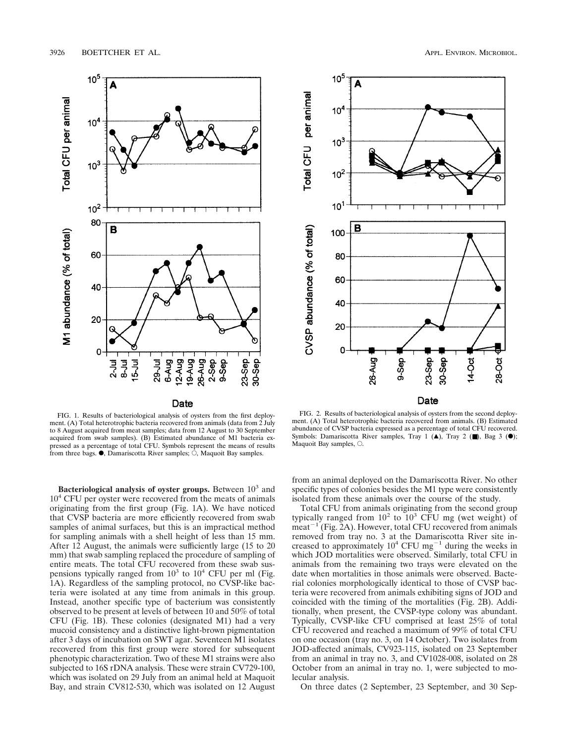FIG. 1. Results of bacteriological analysis of oysters from the first deployment. (A) Total heterotrophic bacteria recovered from animals (data from 2 July to 8 August acquired from meat samples; data from 12 August to 30 September acquired from swab samples). (B) Estimated abundance of M1 bacteria expressed as a percentage of total CFU. Symbols represent the means of results from three bags. ●, Damariscotta River samples; ○, Maquoit Bay samples.

FIG. 2. Results of bacteriological analysis of oysters from the second deployment. (A) Total heterotrophic bacteria recovered from animals. (B) Estimated abundance of CVSP bacteria expressed as a percentage of total CFU recovered. Symbols: Damariscotta River samples, Tray 1 (▲), Tray 2 (■), Bag 3 (●); Maquoit Bay samples, ○.

**Bacteriological analysis of oyster groups.** Between $10^3$ and $10^4$ CFU per oyster were recovered from the meats of animals originating from the first group (Fig. 1A). We have noticed that CVSP bacteria are more efficiently recovered from swab samples of animal surfaces, but this is an impractical method for sampling animals with a shell height of less than 15 mm. After 12 August, the animals were sufficiently large (15 to 20 mm) that swab sampling replaced the procedure of sampling of entire meats. The total CFU recovered from these swab suspensions typically ranged from $10^3$ to $10^4$ CFU per ml (Fig. 1A). Regardless of the sampling protocol, no CVSP-like bacteria were isolated at any time from animals in this group. Instead, another specific type of bacterium was consistently observed to be present at levels of between 10 and 50% of total CFU (Fig. 1B). These colonies (designated M1) had a very mucoid consistency and a distinctive light-brown pigmentation after 3 days of incubation on SWT agar. Seventeen M1 isolates recovered from this first group were stored for subsequent phenotypic characterization. Two of these M1 strains were also subjected to 16S rDNA analysis. These were strain CV729-100, which was isolated on 29 July from an animal held at Maquoit Bay, and strain CV812-530, which was isolated on 12 August from an animal deployed on the Damariscotta River. No other specific types of colonies besides the M1 type were consistently isolated from these animals over the course of the study.

Total CFU from animals originating from the second group typically ranged from $10^2$ to $10^3$ CFU mg (wet weight) of meat$^{-1}$ (Fig. 2A). However, total CFU recovered from animals removed from tray no. 3 at the Damariscotta River site increased to approximately $10^4$ CFU mg$^{-1}$ during the weeks in which JOD mortalities were observed. Similarly, total CFU in animals from the remaining two trays were elevated on the date when mortalities in those animals were observed. Bacterial colonies morphologically identical to those of CVSP bacteria were recovered from animals exhibiting signs of JOD and coincided with the timing of the mortalities (Fig. 2B). Additionally, when present, the CVSP-type colony was abundant. Typically, CVSP-like CFU comprised at least 25% of total CFU recovered and reached a maximum of 99% of total CFU on one occasion (tray no. 3, on 14 October). Two isolates from JOD-affected animals, CV923-115, isolated on 23 September from an animal in tray no. 3, and CV1028-008, isolated on 28 October from an animal in tray no. 1, were subjected to molecular analysis.

On three dates (2 September, 23 September, and 30 Sep-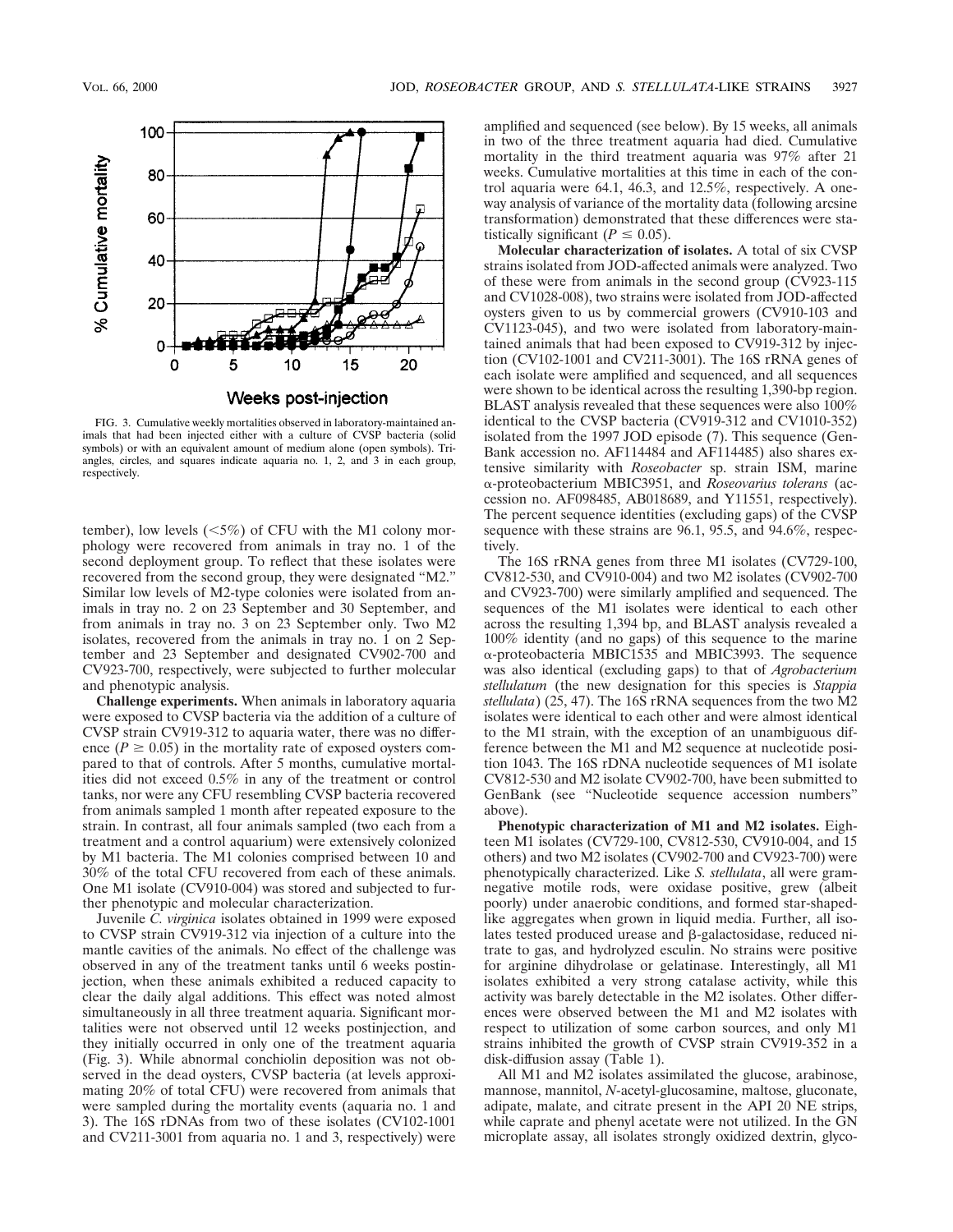FIG. 3. Cumulative weekly mortalities observed in laboratory-maintained animals that had been injected either with a culture of CVSP bacteria (solid symbols) or with an equivalent amount of medium alone (open symbols). Triangles, circles, and squares indicate aquaria no. 1, 2, and 3 in each group, respectively.

tember), low levels (<5%) of CFU with the M1 colony morphology were recovered from animals in tray no. 1 of the second deployment group. To reflect that these isolates were recovered from the second group, they were designated "M2." Similar low levels of M2-type colonies were isolated from animals in tray no. 2 on 23 September and 30 September, and from animals in tray no. 3 on 23 September only. Two M2 isolates, recovered from the animals in tray no. 1 on 2 September and 23 September and designated CV902-700 and CV923-700, respectively, were subjected to further molecular and phenotypic analysis.

**Challenge experiments.** When animals in laboratory aquaria were exposed to CVSP bacteria via the addition of a culture of CVSP strain CV919-312 to aquaria water, there was no difference ($P \geq 0.05$) in the mortality rate of exposed oysters compared to that of controls. After 5 months, cumulative mortalities did not exceed 0.5% in any of the treatment or control tanks, nor were any CFU resembling CVSP bacteria recovered from animals sampled 1 month after repeated exposure to the strain. In contrast, all four animals sampled (two each from a treatment and a control aquarium) were extensively colonized by M1 bacteria. The M1 colonies comprised between 10 and 30% of the total CFU recovered from each of these animals. One M1 isolate (CV910-004) was stored and subjected to further phenotypic and molecular characterization.

Juvenile *C. virginica* isolates obtained in 1999 were exposed to CVSP strain CV919-312 via injection of a culture into the mantle cavities of the animals. No effect of the challenge was observed in any of the treatment tanks until 6 weeks postinjection, when these animals exhibited a reduced capacity to clear the daily algal additions. This effect was noted almost simultaneously in all three treatment aquaria. Significant mortalities were not observed until 12 weeks postinjection, and they initially occurred in only one of the treatment aquaria (Fig. 3). While abnormal conchiolin deposition was not observed in the dead oysters, CVSP bacteria (at levels approximating 20% of total CFU) were recovered from animals that were sampled during the mortality events (aquaria no. 1 and 3). The 16S rDNAs from two of these isolates (CV102-1001 and CV211-3001 from aquaria no. 1 and 3, respectively) were amplified and sequenced (see below). By 15 weeks, all animals in two of the three treatment aquaria had died. Cumulative mortality in the third treatment aquaria was 97% after 21 weeks. Cumulative mortalities at this time in each of the control aquaria were 64.1, 46.3, and 12.5%, respectively. A one-way analysis of variance of the mortality data (following arcsine transformation) demonstrated that these differences were statistically significant ($P \leq 0.05$).

**Molecular characterization of isolates.** A total of six CVSP strains isolated from JOD-affected animals were analyzed. Two of these were from animals in the second group (CV923-115 and CV1028-008), two strains were isolated from JOD-affected oysters given to us by commercial growers (CV910-103 and CV1123-045), and two were isolated from laboratory-maintained animals that had been exposed to CV919-312 by injection (CV102-1001 and CV211-3001). The 16S rRNA genes of each isolate were amplified and sequenced, and all sequences were shown to be identical across the resulting 1,390-bp region. BLAST analysis revealed that these sequences were also 100% identical to the CVSP bacteria (CV919-312 and CV1010-352) isolated from the 1997 JOD episode (7). This sequence (GenBank accession no. AF114484 and AF114485) also shares extensive similarity with *Roseobacter* sp. strain ISM, marine α-proteobacterium MBIC3951, and *Roseovarius tolerans* (accession no. AF098485, AB018689, and Y11551, respectively). The percent sequence identities (excluding gaps) of the CVSP sequence with these strains are 96.1, 95.5, and 94.6%, respectively.

The 16S rRNA genes from three M1 isolates (CV729-100, CV812-530, and CV910-004) and two M2 isolates (CV902-700 and CV923-700) were similarly amplified and sequenced. The sequences of the M1 isolates were identical to each other across the resulting 1,394 bp, and BLAST analysis revealed a 100% identity (and no gaps) of this sequence to the marine α-proteobacteria MBIC1535 and MBIC3993. The sequence was also identical (excluding gaps) to that of *Agrobacterium stellulatum* (the new designation for this species is *Stappia stellulata*) (25, 47). The 16S rRNA sequences from the two M2 isolates were identical to each other and were almost identical to the M1 strain, with the exception of an unambiguous difference between the M1 and M2 sequence at nucleotide position 1043. The 16S rDNA nucleotide sequences of M1 isolate CV812-530 and M2 isolate CV902-700, have been submitted to GenBank (see "Nucleotide sequence accession numbers" above).

**Phenotypic characterization of M1 and M2 isolates.** Eighteen M1 isolates (CV729-100, CV812-530, CV910-004, and 15 others) and two M2 isolates (CV902-700 and CV923-700) were phenotypically characterized. Like *S. stellulata*, all were gram-negative motile rods, were oxidase positive, grew (albeit poorly) under anaerobic conditions, and formed star-shaped-like aggregates when grown in liquid media. Further, all isolates tested produced urease and β-galactosidase, reduced nitrate to gas, and hydrolyzed esculin. No strains were positive for arginine dihydrolase or gelatinase. Interestingly, all M1 isolates exhibited a very strong catalase activity, while this activity was barely detectable in the M2 isolates. Other differences were observed between the M1 and M2 isolates with respect to utilization of some carbon sources, and only M1 strains inhibited the growth of CVSP strain CV919-352 in a disk-diffusion assay (Table 1).

All M1 and M2 isolates assimilated the glucose, arabinose, mannose, mannitol, *N*-acetyl-glucosamine, maltose, gluconate, adipate, malate, and citrate present in the API 20 NE strips, while caprate and phenyl acetate were not utilized. In the GN microplate assay, all isolates strongly oxidized dextrin, glyco-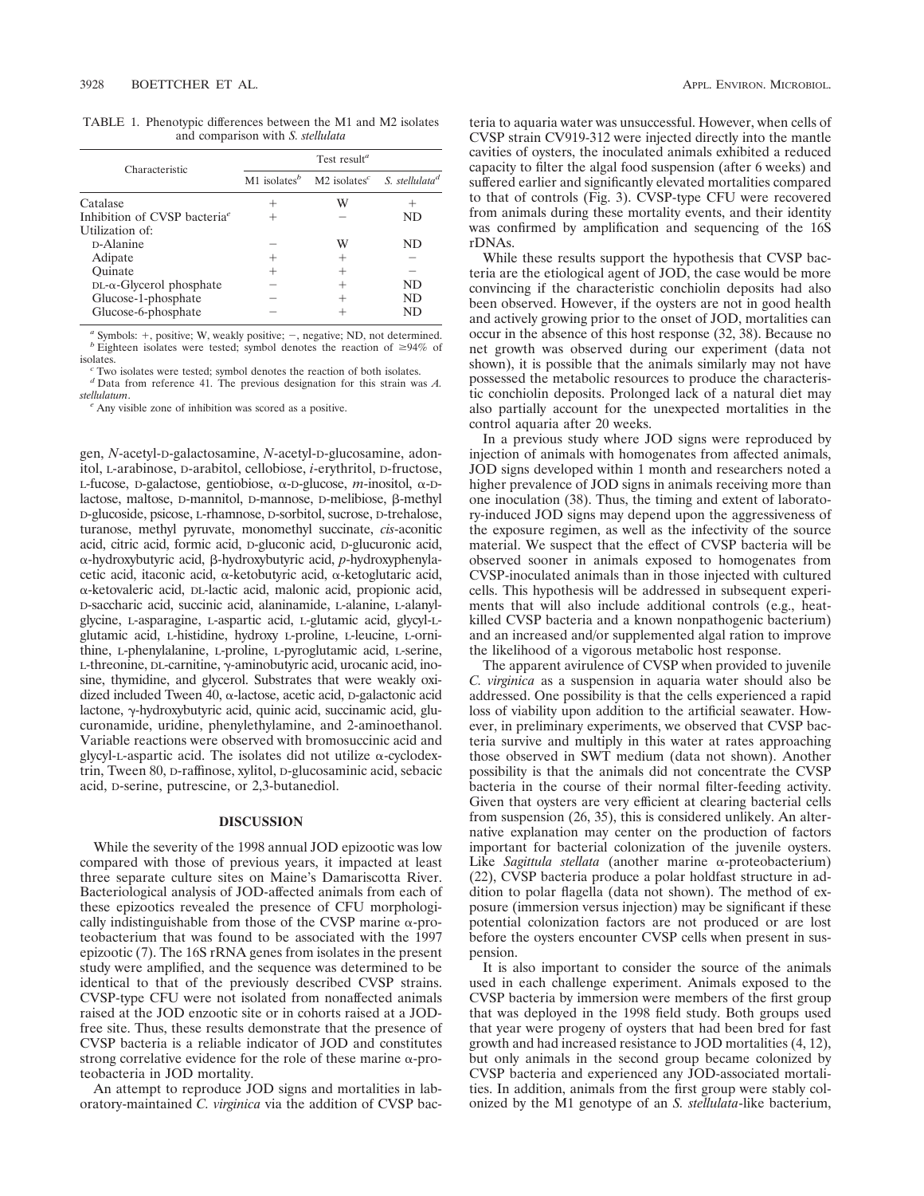TABLE 1. Phenotypic differences between the M1 and M2 isolates and comparison with *S. stellulata*

| Characteristic | Test result[a] | | |
|---|---|---|---|
| | M1 isolates[b] | M2 isolates[c] | *S. stellulata*[d] |
| Catalase | + | W | + |
| Inhibition of CVSP bacteria[e] | + | − | ND |
| Utilization of: | | | |
| D-Alanine | − | W | ND |
| Adipate | + | + | − |
| Quinate | + | + | − |
| DL-α-Glycerol phosphate | − | + | ND |
| Glucose-1-phosphate | − | + | ND |
| Glucose-6-phosphate | − | + | ND |

[a] Symbols: +, positive; W, weakly positive; −, negative; ND, not determined.
[b] Eighteen isolates were tested; symbol denotes the reaction of ≥94% of isolates.
[c] Two isolates were tested; symbol denotes the reaction of both isolates.
[d] Data from reference 41. The previous designation for this strain was *A. stellulatum*.
[e] Any visible zone of inhibition was scored as a positive.

gen, *N*-acetyl-D-galactosamine, *N*-acetyl-D-glucosamine, adonitol, L-arabinose, D-arabitol, cellobiose, *i*-erythritol, D-fructose, L-fucose, D-galactose, gentiobiose, α-D-glucose, *m*-inositol, α-D-lactose, maltose, D-mannitol, D-mannose, D-melibiose, β-methyl D-glucoside, psicose, L-rhamnose, D-sorbitol, sucrose, D-trehalose, turanose, methyl pyruvate, monomethyl succinate, *cis*-aconitic acid, citric acid, formic acid, D-gluconic acid, D-glucuronic acid, α-hydroxybutyric acid, β-hydroxybutyric acid, *p*-hydroxyphenylacetic acid, itaconic acid, α-ketobutyric acid, α-ketoglutaric acid, α-ketovaleric acid, DL-lactic acid, malonic acid, propionic acid, D-saccharic acid, succinic acid, alaninamide, L-alanine, L-alanylglycine, L-asparagine, L-aspartic acid, L-glutamic acid, glycyl-L-glutamic acid, L-histidine, hydroxy L-proline, L-leucine, L-ornithine, L-phenylalanine, L-proline, L-pyroglutamic acid, L-serine, L-threonine, DL-carnitine, γ-aminobutyric acid, urocanic acid, inosine, thymidine, and glycerol. Substrates that were weakly oxidized included Tween 40, α-lactose, acetic acid, D-galactonic acid lactone, γ-hydroxybutyric acid, quinic acid, succinamic acid, glucuronamide, uridine, phenylethylamine, and 2-aminoethanol. Variable reactions were observed with bromosuccinic acid and glycyl-L-aspartic acid. The isolates did not utilize α-cyclodextrin, Tween 80, D-raffinose, xylitol, D-glucosaminic acid, sebacic acid, D-serine, putrescine, or 2,3-butanediol.

## DISCUSSION

While the severity of the 1998 annual JOD epizootic was low compared with those of previous years, it impacted at least three separate culture sites on Maine's Damariscotta River. Bacteriological analysis of JOD-affected animals from each of these epizootics revealed the presence of CFU morphologically indistinguishable from those of the CVSP marine α-proteobacterium that was found to be associated with the 1997 epizootic (7). The 16S rRNA genes from isolates in the present study were amplified, and the sequence was determined to be identical to that of the previously described CVSP strains. CVSP-type CFU were not isolated from nonaffected animals raised at the JOD enzootic site or in cohorts raised at a JOD-free site. Thus, these results demonstrate that the presence of CVSP bacteria is a reliable indicator of JOD and constitutes strong correlative evidence for the role of these marine α-proteobacteria in JOD mortality.

An attempt to reproduce JOD signs and mortalities in laboratory-maintained *C. virginica* via the addition of CVSP bacteria to aquaria water was unsuccessful. However, when cells of CVSP strain CV919-312 were injected directly into the mantle cavities of oysters, the inoculated animals exhibited a reduced capacity to filter the algal food suspension (after 6 weeks) and suffered earlier and significantly elevated mortalities compared to that of controls (Fig. 3). CVSP-type CFU were recovered from animals during these mortality events, and their identity was confirmed by amplification and sequencing of the 16S rDNAs.

While these results support the hypothesis that CVSP bacteria are the etiological agent of JOD, the case would be more convincing if the characteristic conchiolin deposits had also been observed. However, if the oysters are not in good health and actively growing prior to the onset of JOD, mortalities can occur in the absence of this host response (32, 38). Because no net growth was observed during our experiment (data not shown), it is possible that the animals similarly may not have possessed the metabolic resources to produce the characteristic conchiolin deposits. Prolonged lack of a natural diet may also partially account for the unexpected mortalities in the control aquaria after 20 weeks.

In a previous study where JOD signs were reproduced by injection of animals with homogenates from affected animals, JOD signs developed within 1 month and researchers noted a higher prevalence of JOD signs in animals receiving more than one inoculation (38). Thus, the timing and extent of laboratory-induced JOD signs may depend upon the aggressiveness of the exposure regimen, as well as the infectivity of the source material. We suspect that the effect of CVSP bacteria will be observed sooner in animals exposed to homogenates from CVSP-inoculated animals than in those injected with cultured cells. This hypothesis will be addressed in subsequent experiments that will also include additional controls (e.g., heat-killed CVSP bacteria and a known nonpathogenic bacterium) and an increased and/or supplemented algal ration to improve the likelihood of a vigorous metabolic host response.

The apparent avirulence of CVSP when provided to juvenile *C. virginica* as a suspension in aquaria water should also be addressed. One possibility is that the cells experienced a rapid loss of viability upon addition to the artificial seawater. However, in preliminary experiments, we observed that CVSP bacteria survive and multiply in this water at rates approaching those observed in SWT medium (data not shown). Another possibility is that the animals did not concentrate the CVSP bacteria in the course of their normal filter-feeding activity. Given that oysters are very efficient at clearing bacterial cells from suspension (26, 35), this is considered unlikely. An alternative explanation may center on the production of factors important for bacterial colonization of the juvenile oysters. Like *Sagittula stellata* (another marine α-proteobacterium) (22), CVSP bacteria produce a polar holdfast structure in addition to polar flagella (data not shown). The method of exposure (immersion versus injection) may be significant if these potential colonization factors are not produced or are lost before the oysters encounter CVSP cells when present in suspension.

It is also important to consider the source of the animals used in each challenge experiment. Animals exposed to the CVSP bacteria by immersion were members of the first group that was deployed in the 1998 field study. Both groups used that year were progeny of oysters that had been bred for fast growth and had increased resistance to JOD mortalities (4, 12), but only animals in the second group became colonized by CVSP bacteria and experienced any JOD-associated mortalities. In addition, animals from the first group were stably colonized by the M1 genotype of an *S. stellulata*-like bacterium,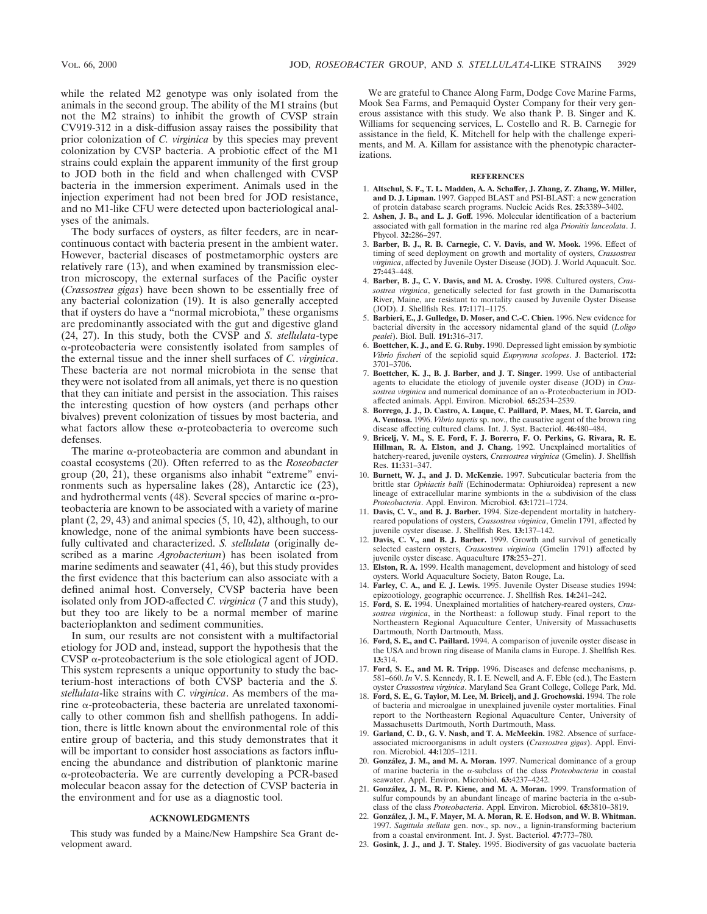while the related M2 genotype was only isolated from the animals in the second group. The ability of the M1 strains (but not the M2 strains) to inhibit the growth of CVSP strain CV919-312 in a disk-diffusion assay raises the possibility that prior colonization of *C. virginica* by this species may prevent colonization by CVSP bacteria. A probiotic effect of the M1 strains could explain the apparent immunity of the first group to JOD both in the field and when challenged with CVSP bacteria in the immersion experiment. Animals used in the injection experiment had not been bred for JOD resistance, and no M1-like CFU were detected upon bacteriological analyses of the animals.

The body surfaces of oysters, as filter feeders, are in near-continuous contact with bacteria present in the ambient water. However, bacterial diseases of postmetamorphic oysters are relatively rare (13), and when examined by transmission electron microscopy, the external surfaces of the Pacific oyster (*Crassostrea gigas*) have been shown to be essentially free of any bacterial colonization (19). It is also generally accepted that if oysters do have a "normal microbiota," these organisms are predominantly associated with the gut and digestive gland (24, 27). In this study, both the CVSP and *S. stellulata*-type α-proteobacteria were consistently isolated from samples of the external tissue and the inner shell surfaces of *C. virginica*. These bacteria are not normal microbiota in the sense that they were not isolated from all animals, yet there is no question that they can initiate and persist in the association. This raises the interesting question of how oysters (and perhaps other bivalves) prevent colonization of tissues by most bacteria, and what factors allow these α-proteobacteria to overcome such defenses.

The marine α-proteobacteria are common and abundant in coastal ecosystems (20). Often referred to as the *Roseobacter* group (20, 21), these organisms also inhabit "extreme" environments such as hypersaline lakes (28), Antarctic ice (23), and hydrothermal vents (48). Several species of marine α-proteobacteria are known to be associated with a variety of marine plant (2, 29, 43) and animal species (5, 10, 42), although, to our knowledge, none of the animal symbionts have been successfully cultivated and characterized. *S. stellulata* (originally described as a marine *Agrobacterium*) has been isolated from marine sediments and seawater (41, 46), but this study provides the first evidence that this bacterium can also associate with a defined animal host. Conversely, CVSP bacteria have been isolated only from JOD-affected *C. virginica* (7 and this study), but they too are likely to be a normal member of marine bacterioplankton and sediment communities.

In sum, our results are not consistent with a multifactorial etiology for JOD and, instead, support the hypothesis that the CVSP α-proteobacterium is the sole etiological agent of JOD. This system represents a unique opportunity to study the bacterium-host interactions of both CVSP bacteria and the *S. stellulata*-like strains with *C. virginica*. As members of the marine α-proteobacteria, these bacteria are unrelated taxonomically to other common fish and shellfish pathogens. In addition, there is little known about the environmental role of this entire group of bacteria, and this study demonstrates that it will be important to consider host associations as factors influencing the abundance and distribution of planktonic marine α-proteobacteria. We are currently developing a PCR-based molecular beacon assay for the detection of CVSP bacteria in the environment and for use as a diagnostic tool.

## ACKNOWLEDGMENTS

This study was funded by a Maine/New Hampshire Sea Grant development award.

We are grateful to Chance Along Farm, Dodge Cove Marine Farms, Mook Sea Farms, and Pemaquid Oyster Company for their very generous assistance with this study. We also thank P. B. Singer and K. Williams for sequencing services, L. Costello and R. B. Carnegie for assistance in the field, K. Mitchell for help with the challenge experiments, and M. A. Killam for assistance with the phenotypic characterizations.

## REFERENCES

1. **Altschul, S. F., T. L. Madden, A. A. Schaffer, J. Zhang, Z. Zhang, W. Miller, and D. J. Lipman.** 1997. Gapped BLAST and PSI-BLAST: a new generation of protein database search programs. Nucleic Acids Res. **25:**3389–3402.
2. **Ashen, J. B., and L. J. Goff.** 1996. Molecular identification of a bacterium associated with gall formation in the marine red alga *Prionitis lanceolata*. J. Phycol. **32:**286–297.
3. **Barber, B. J., R. B. Carnegie, C. V. Davis, and W. Mook.** 1996. Effect of timing of seed deployment on growth and mortality of oysters, *Crassostrea virginica*, affected by Juvenile Oyster Disease (JOD). J. World Aquacult. Soc. **27:**443–448.
4. **Barber, B. J., C. V. Davis, and M. A. Crosby.** 1998. Cultured oysters, *Crassostrea virginica*, genetically selected for fast growth in the Damariscotta River, Maine, are resistant to mortality caused by Juvenile Oyster Disease (JOD). J. Shellfish Res. **17:**1171–1175.
5. **Barbieri, E., J. Gulledge, D. Moser, and C.-C. Chien.** 1996. New evidence for bacterial diversity in the accessory nidamental gland of the squid (*Loligo pealei*). Biol. Bull. **191:**316–317.
6. **Boettcher, K. J., and E. G. Ruby.** 1990. Depressed light emission by symbiotic *Vibrio fischeri* of the sepiolid squid *Euprymna scolopes*. J. Bacteriol. **172:** 3701–3706.
7. **Boettcher, K. J., B. J. Barber, and J. T. Singer.** 1999. Use of antibacterial agents to elucidate the etiology of juvenile oyster disease (JOD) in *Crassostrea virginica* and numerical dominance of an α-Proteobacterium in JOD-affected animals. Appl. Environ. Microbiol. **65:**2534–2539.
8. **Borrego, J. J., D. Castro, A. Luque, C. Paillard, P. Maes, M. T. Garcia, and A. Ventosa.** 1996. *Vibrio tapetis* sp. nov., the causative agent of the brown ring disease affecting cultured clams. Int. J. Syst. Bacteriol. **46:**480–484.
9. **Bricelj, V. M., S. E. Ford, F. J. Borerro, F. O. Perkins, G. Rivara, R. E. Hillman, R. A. Elston, and J. Chang.** 1992. Unexplained mortalities of hatchery-reared, juvenile oysters, *Crassostrea virginica* (Gmelin). J. Shellfish Res. **11:**331–347.
10. **Burnett, W. J., and J. D. McKenzie.** 1997. Subcuticular bacteria from the brittle star *Ophiactis balli* (Echinodermata: Ophiuroidea) represent a new lineage of extracellular marine symbionts in the α subdivision of the class *Proteobacteria*. Appl. Environ. Microbiol. **63:**1721–1724.
11. **Davis, C. V., and B. J. Barber.** 1994. Size-dependent mortality in hatchery-reared populations of oysters, *Crassostrea virginica*, Gmelin 1791, affected by juvenile oyster disease. J. Shellfish Res. **13:**137–142.
12. **Davis, C. V., and B. J. Barber.** 1999. Growth and survival of genetically selected eastern oysters, *Crassostrea virginica* (Gmelin 1791) affected by juvenile oyster disease. Aquaculture **178:**253–271.
13. **Elston, R. A.** 1999. Health management, development and histology of seed oysters. World Aquaculture Society, Baton Rouge, La.
14. **Farley, C. A., and E. J. Lewis.** 1995. Juvenile Oyster Disease studies 1994: epizootiology, geographic occurrence. J. Shellfish Res. **14:**241–242.
15. **Ford, S. E.** 1994. Unexplained mortalities of hatchery-reared oysters, *Crassostrea virginica*, in the Northeast: a followup study. Final report to the Northeastern Regional Aquaculture Center, University of Massachusetts Dartmouth, North Dartmouth, Mass.
16. **Ford, S. E., and C. Paillard.** 1994. A comparison of juvenile oyster disease in the USA and brown ring disease of Manila clams in Europe. J. Shellfish Res. **13:**314.
17. **Ford, S. E., and M. R. Tripp.** 1996. Diseases and defense mechanisms, p. 581–660. *In* V. S. Kennedy, R. I. E. Newell, and A. F. Eble (ed.), The Eastern oyster *Crassostrea virginica*. Maryland Sea Grant College, College Park, Md.
18. **Ford, S. E., G. Taylor, M. Lee, M. Bricelj, and J. Grochowski.** 1994. The role of bacteria and microalgae in unexplained juvenile oyster mortalities. Final report to the Northeastern Regional Aquaculture Center, University of Massachusetts Dartmouth, North Dartmouth, Mass.
19. **Garland, C. D., G. V. Nash, and T. A. McMeekin.** 1982. Absence of surface-associated microorganisms in adult oysters (*Crassostrea gigas*). Appl. Environ. Microbiol. **44:**1205–1211.
20. **González, J. M., and M. A. Moran.** 1997. Numerical dominance of a group of marine bacteria in the α-subclass of the class *Proteobacteria* in coastal seawater. Appl. Environ. Microbiol. **63:**4237–4242.
21. **González, J. M., R. P. Kiene, and M. A. Moran.** 1999. Transformation of sulfur compounds by an abundant lineage of marine bacteria in the α-subclass of the class *Proteobacteria*. Appl. Environ. Microbiol. **65:**3810–3819.
22. **González, J. M., F. Mayer, M. A. Moran, R. E. Hodson, and W. B. Whitman.** 1997. *Sagittula stellata* gen. nov., sp. nov., a lignin-transforming bacterium from a coastal environment. Int. J. Syst. Bacteriol. **47:**773–780.
23. **Gosink, J. J., and J. T. Staley.** 1995. Biodiversity of gas vacuolate bacteria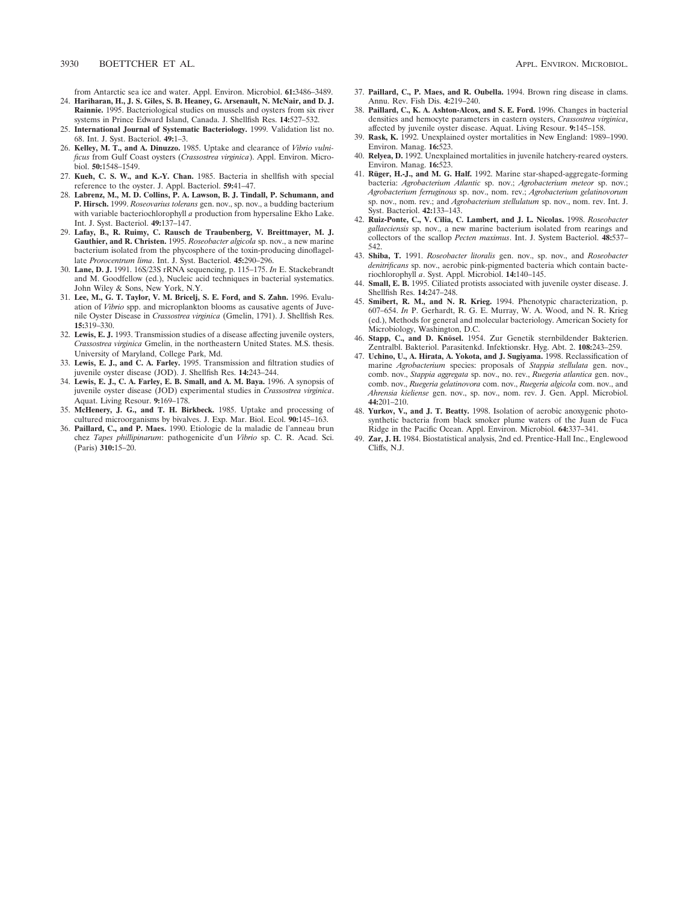from Antarctic sea ice and water. Appl. Environ. Microbiol. **61:**3486–3489.

24. **Hariharan, H., J. S. Giles, S. B. Heaney, G. Arsenault, N. McNair, and D. J. Rainnie.** 1995. Bacteriological studies on mussels and oysters from six river systems in Prince Edward Island, Canada. J. Shellfish Res. **14:**527–532.
25. **International Journal of Systematic Bacteriology.** 1999. Validation list no. 68. Int. J. Syst. Bacteriol. **49:**1–3.
26. **Kelley, M. T., and A. Dinuzzo.** 1985. Uptake and clearance of *Vibrio vulnificus* from Gulf Coast oysters (*Crassostrea virginica*). Appl. Environ. Microbiol. **50:**1548–1549.
27. **Kueh, C. S. W., and K.-Y. Chan.** 1985. Bacteria in shellfish with special reference to the oyster. J. Appl. Bacteriol. **59:**41–47.
28. **Labrenz, M., M. D. Collins, P. A. Lawson, B. J. Tindall, P. Schumann, and P. Hirsch.** 1999. *Roseovarius tolerans* gen. nov., sp. nov., a budding bacterium with variable bacteriochlorophyll *a* production from hypersaline Ekho Lake. Int. J. Syst. Bacteriol. **49:**137–147.
29. **Lafay, B., R. Ruimy, C. Rausch de Traubenberg, V. Breittmayer, M. J. Gauthier, and R. Christen.** 1995. *Roseobacter algicola* sp. nov., a new marine bacterium isolated from the phycosphere of the toxin-producing dinoflagellate *Prorocentrum lima*. Int. J. Syst. Bacteriol. **45:**290–296.
30. **Lane, D. J.** 1991. 16S/23S rRNA sequencing, p. 115–175. *In* E. Stackebrandt and M. Goodfellow (ed.), Nucleic acid techniques in bacterial systematics. John Wiley & Sons, New York, N.Y.
31. **Lee, M., G. T. Taylor, V. M. Bricelj, S. E. Ford, and S. Zahn.** 1996. Evaluation of *Vibrio* spp. and microplankton blooms as causative agents of Juvenile Oyster Disease in *Crassostrea virginica* (Gmelin, 1791). J. Shellfish Res. **15:**319–330.
32. **Lewis, E. J.** 1993. Transmission studies of a disease affecting juvenile oysters, *Crassostrea virginica* Gmelin, in the northeastern United States. M.S. thesis. University of Maryland, College Park, Md.
33. **Lewis, E. J., and C. A. Farley.** 1995. Transmission and filtration studies of juvenile oyster disease (JOD). J. Shellfish Res. **14:**243–244.
34. **Lewis, E. J., C. A. Farley, E. B. Small, and A. M. Baya.** 1996. A synopsis of juvenile oyster disease (JOD) experimental studies in *Crassostrea virginica*. Aquat. Living Resour. **9:**169–178.
35. **McHenery, J. G., and T. H. Birkbeck.** 1985. Uptake and processing of cultured microorganisms by bivalves. J. Exp. Mar. Biol. Ecol. **90:**145–163.
36. **Paillard, C., and P. Maes.** 1990. Etiologie de la maladie de l'anneau brun chez *Tapes phillipinarum*: pathogenicite d'un *Vibrio* sp. C. R. Acad. Sci. (Paris) **310:**15–20.
37. **Paillard, C., P. Maes, and R. Oubella.** 1994. Brown ring disease in clams. Annu. Rev. Fish Dis. **4:**219–240.
38. **Paillard, C., K. A. Ashton-Alcox, and S. E. Ford.** 1996. Changes in bacterial densities and hemocyte parameters in eastern oysters, *Crassostrea virginica*, affected by juvenile oyster disease. Aquat. Living Resour. **9:**145–158.
39. **Rask, K.** 1992. Unexplained oyster mortalities in New England: 1989–1990. Environ. Manag. **16:**523.
40. **Relyea, D.** 1992. Unexplained mortalities in juvenile hatchery-reared oysters. Environ. Manag. **16:**523.
41. **Rüger, H.-J., and M. G. Half.** 1992. Marine star-shaped-aggregate-forming bacteria: *Agrobacterium Atlantic* sp. nov.; *Agrobacterium meteor* sp. nov.; *Agrobacterium ferruginous* sp. nov., nom. rev.; *Agrobacterium gelatinovorum* sp. nov., nom. rev.; and *Agrobacterium stellulatum* sp. nov., nom. rev. Int. J. Syst. Bacteriol. **42:**133–143.
42. **Ruiz-Ponte, C., V. Cilia, C. Lambert, and J. L. Nicolas.** 1998. *Roseobacter gallaeciensis* sp. nov., a new marine bacterium isolated from rearings and collectors of the scallop *Pecten maximus*. Int. J. System Bacteriol. **48:**537–542.
43. **Shiba, T.** 1991. *Roseobacter litoralis* gen. nov., sp. nov., and *Roseobacter denitrificans* sp. nov., aerobic pink-pigmented bacteria which contain bacteriochlorophyll *a*. Syst. Appl. Microbiol. **14:**140–145.
44. **Small, E. B.** 1995. Ciliated protists associated with juvenile oyster disease. J. Shellfish Res. **14:**247–248.
45. **Smibert, R. M., and N. R. Krieg.** 1994. Phenotypic characterization, p. 607–654. *In* P. Gerhardt, R. G. E. Murray, W. A. Wood, and N. R. Krieg (ed.), Methods for general and molecular bacteriology. American Society for Microbiology, Washington, D.C.
46. **Stapp, C., and D. Knösel.** 1954. Zur Genetik sternbildender Bakterien. Zentralbl. Bakteriol. Parasitenkd. Infektionskr. Hyg. Abt. 2. **108:**243–259.
47. **Uchino, U., A. Hirata, A. Yokota, and J. Sugiyama.** 1998. Reclassification of marine *Agrobacterium* species: proposals of *Stappia stellulata* gen. nov., comb. nov., *Stappia aggregata* sp. nov., no. rev., *Ruegeria atlantica* gen. nov., comb. nov., *Ruegeria gelatinovora* com. nov., *Ruegeria algicola* com. nov., and *Ahrensia kieliense* gen. nov., sp. nov., nom. rev. J. Gen. Appl. Microbiol. **44:**201–210.
48. **Yurkov, V., and J. T. Beatty.** 1998. Isolation of aerobic anoxygenic photosynthetic bacteria from black smoker plume waters of the Juan de Fuca Ridge in the Pacific Ocean. Appl. Environ. Microbiol. **64:**337–341.
49. **Zar, J. H.** 1984. Biostatistical analysis, 2nd ed. Prentice-Hall Inc., Englewood Cliffs, N.J.